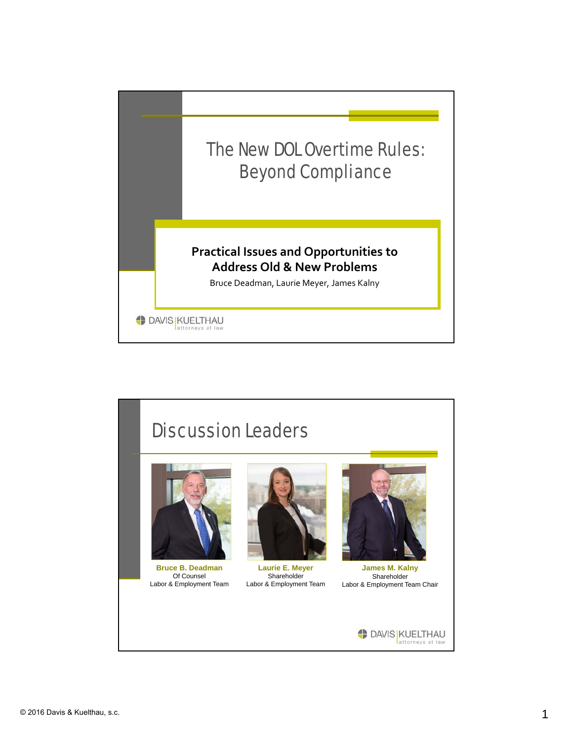# The New DOL Overtime Rules: Beyond Compliance

**Practical Issues and Opportunities to Address Old & New Problems**

Bruce Deadman, Laurie Meyer, James Kalny

DAVIS | KUELTHAU attorneys at law

## Discussion Leaders

**Bruce B. Deadman**
Of Counsel
Labor & Employment Team

**Laurie E. Meyer**
Shareholder
Labor & Employment Team

**James M. Kalny**
Shareholder
Labor & Employment Team Chair

DAVIS | KUELTHAU attorneys at law

© 2016 Davis & Kuelthau, s.c.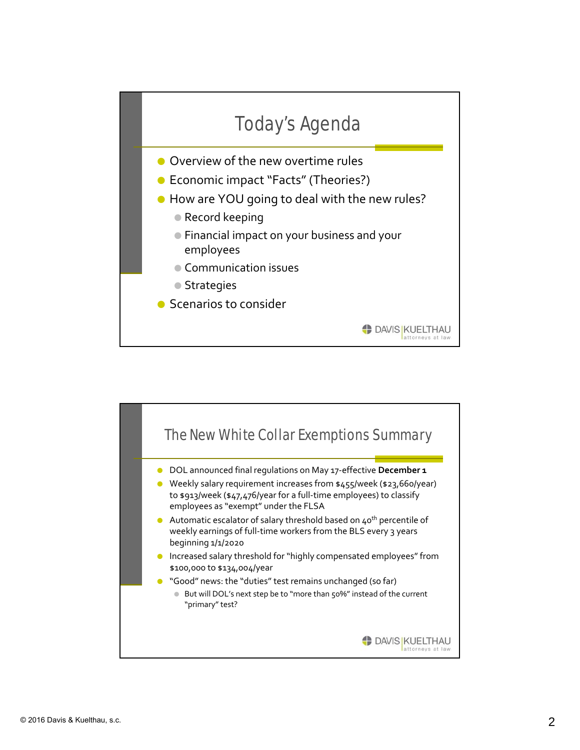## Today's Agenda

- Overview of the new overtime rules
- Economic impact "Facts" (Theories?)
- How are YOU going to deal with the new rules?
  - Record keeping
  - Financial impact on your business and your employees
  - Communication issues
  - Strategies
- Scenarios to consider

DAVIS | KUELTHAU attorneys at law

## The New White Collar Exemptions Summary

- DOL announced final regulations on May 17-effective **December 1**
- Weekly salary requirement increases from $455/week ($23,660/year) to $913/week ($47,476/year for a full-time employees) to classify employees as "exempt" under the FLSA
- Automatic escalator of salary threshold based on 40th percentile of weekly earnings of full-time workers from the BLS every 3 years beginning 1/1/2020
- Increased salary threshold for "highly compensated employees" from $100,000 to $134,004/year
- "Good" news: the "duties" test remains unchanged (so far)
  - But will DOL's next step be to "more than 50%" instead of the current "primary" test?

DAVIS | KUELTHAU attorneys at law

© 2016 Davis & Kuelthau, s.c.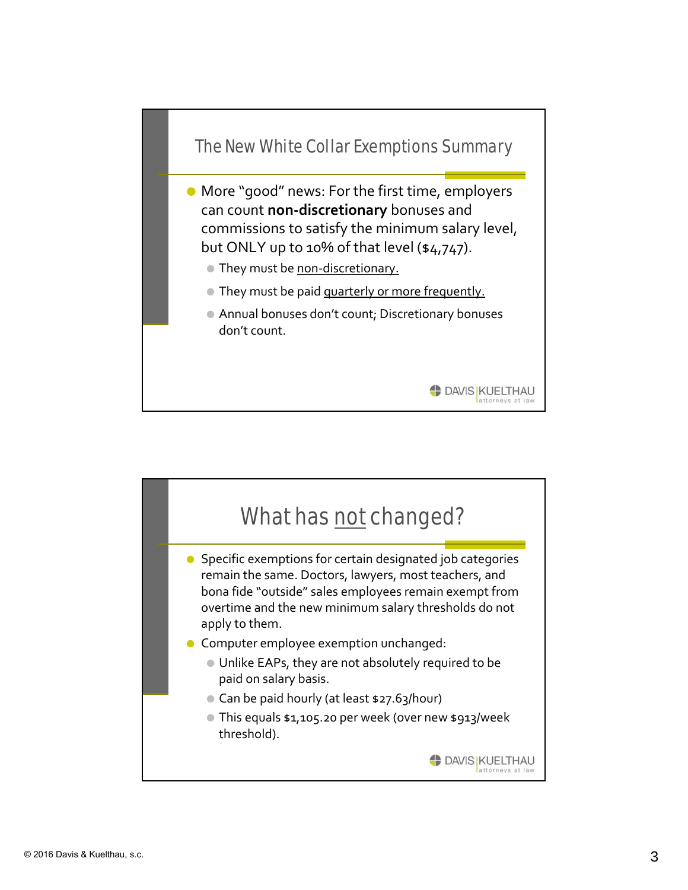## The New White Collar Exemptions Summary

- More "good" news: For the first time, employers can count **non-discretionary** bonuses and commissions to satisfy the minimum salary level, but ONLY up to 10% of that level ($4,747).
  - They must be <u>non-discretionary.</u>
  - They must be paid <u>quarterly or more frequently.</u>
  - Annual bonuses don't count; Discretionary bonuses don't count.

## What has <u>not</u> changed?

- Specific exemptions for certain designated job categories remain the same. Doctors, lawyers, most teachers, and bona fide "outside" sales employees remain exempt from overtime and the new minimum salary thresholds do not apply to them.
- Computer employee exemption unchanged:
  - Unlike EAPs, they are not absolutely required to be paid on salary basis.
  - Can be paid hourly (at least $27.63/hour)
  - This equals $1,105.20 per week (over new $913/week threshold).

© 2016 Davis & Kuelthau, s.c.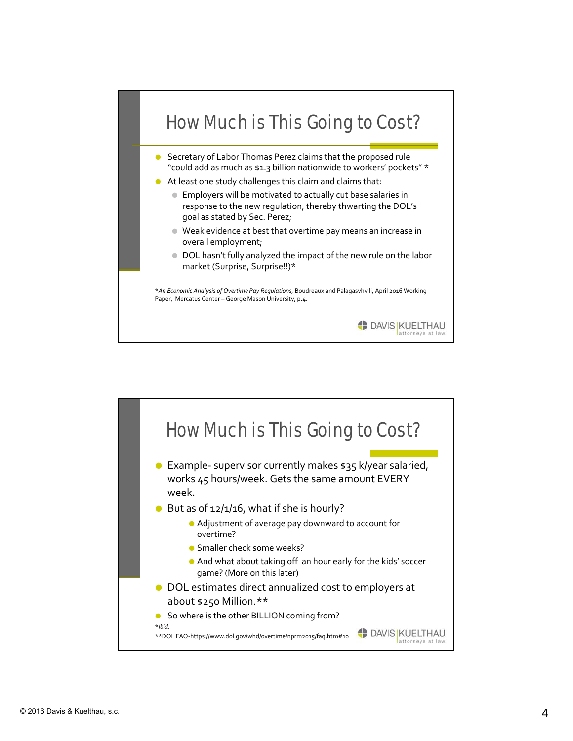## How Much is This Going to Cost?

- Secretary of Labor Thomas Perez claims that the proposed rule "could add as much as $1.3 billion nationwide to workers' pockets" *
- At least one study challenges this claim and claims that:
  - Employers will be motivated to actually cut base salaries in response to the new regulation, thereby thwarting the DOL's goal as stated by Sec. Perez;
  - Weak evidence at best that overtime pay means an increase in overall employment;
  - DOL hasn't fully analyzed the impact of the new rule on the labor market (Surprise, Surprise!!)*

*_An Economic Analysis of Overtime Pay Regulations,_ Boudreaux and Palagasvhvili, April 2016 Working Paper, Mercatus Center – George Mason University, p.4.

DAVIS | KUELTHAU attorneys at law

## How Much is This Going to Cost?

- Example- supervisor currently makes $35 k/year salaried, works 45 hours/week. Gets the same amount EVERY week.
- But as of 12/1/16, what if she is hourly?
  - Adjustment of average pay downward to account for overtime?
  - Smaller check some weeks?
  - And what about taking off an hour early for the kids' soccer game? (More on this later)
- DOL estimates direct annualized cost to employers at about $250 Million.**
- So where is the other BILLION coming from?

*_Ibid._

**DOL FAQ-https://www.dol.gov/whd/overtime/nprm2015/faq.htm#10

DAVIS | KUELTHAU attorneys at law

© 2016 Davis & Kuelthau, s.c.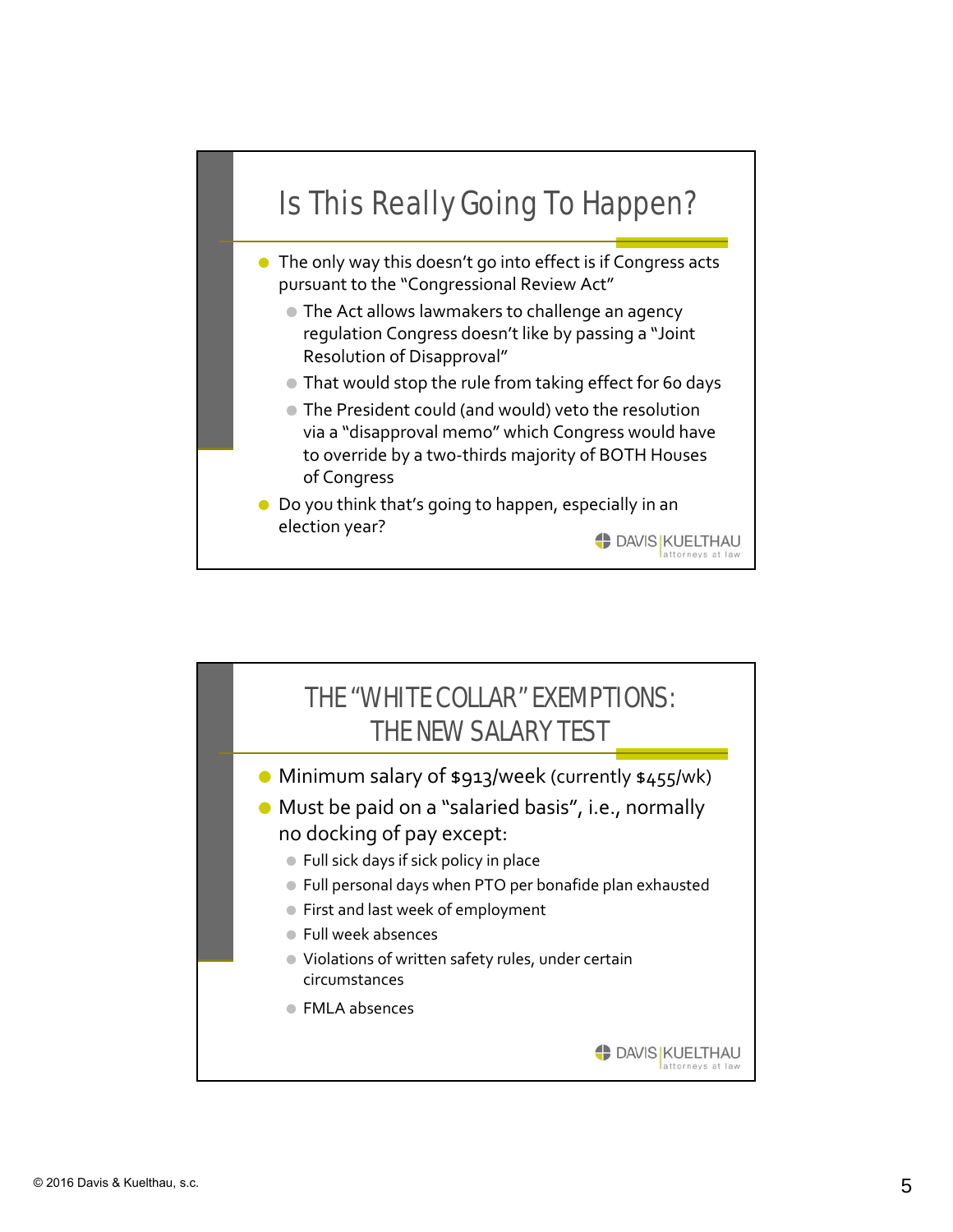## Is This Really Going To Happen?

- The only way this doesn't go into effect is if Congress acts pursuant to the "Congressional Review Act"
  - The Act allows lawmakers to challenge an agency regulation Congress doesn't like by passing a "Joint Resolution of Disapproval"
  - That would stop the rule from taking effect for 60 days
  - The President could (and would) veto the resolution via a "disapproval memo" which Congress would have to override by a two-thirds majority of BOTH Houses of Congress
- Do you think that's going to happen, especially in an election year?

## THE "WHITE COLLAR" EXEMPTIONS: THE NEW SALARY TEST

- Minimum salary of $913/week (currently $455/wk)
- Must be paid on a "salaried basis", i.e., normally no docking of pay except:
  - Full sick days if sick policy in place
  - Full personal days when PTO per bonafide plan exhausted
  - First and last week of employment
  - Full week absences
  - Violations of written safety rules, under certain circumstances
  - FMLA absences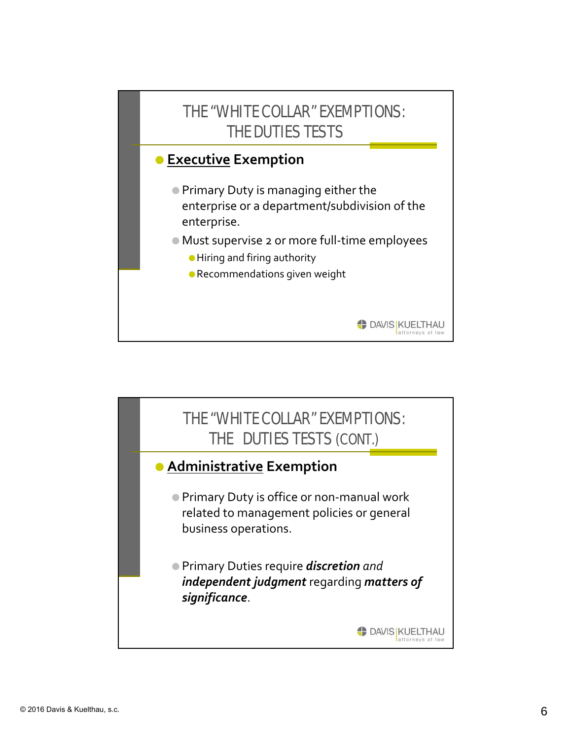## THE "WHITE COLLAR" EXEMPTIONS: THE DUTIES TESTS

- **Executive Exemption**
  - Primary Duty is managing either the enterprise or a department/subdivision of the enterprise.
  - Must supervise 2 or more full-time employees
    - Hiring and firing authority
    - Recommendations given weight

DAVIS | KUELTHAU attorneys at law

## THE "WHITE COLLAR" EXEMPTIONS: THE DUTIES TESTS (CONT.)

- **Administrative Exemption**
  - Primary Duty is office or non-manual work related to management policies or general business operations.
  - Primary Duties require ***discretion*** *and* ***independent judgment*** regarding ***matters of significance***.

DAVIS | KUELTHAU attorneys at law

© 2016 Davis & Kuelthau, s.c.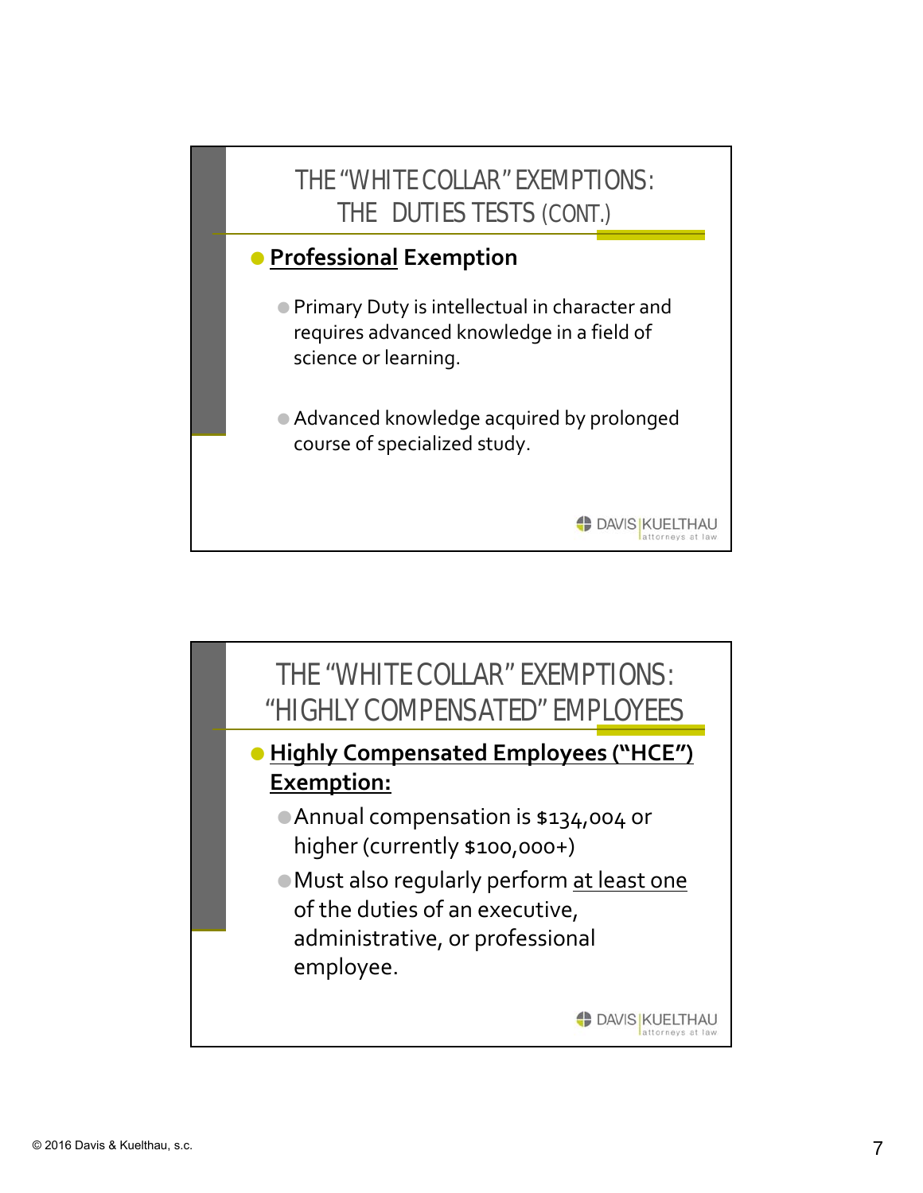## THE "WHITE COLLAR" EXEMPTIONS: THE DUTIES TESTS (CONT.)

- **Professional Exemption**
  - Primary Duty is intellectual in character and requires advanced knowledge in a field of science or learning.
  - Advanced knowledge acquired by prolonged course of specialized study.

## THE "WHITE COLLAR" EXEMPTIONS: "HIGHLY COMPENSATED" EMPLOYEES

- **Highly Compensated Employees ("HCE") Exemption:**
  - Annual compensation is $134,004 or higher (currently $100,000+)
  - Must also regularly perform at least one of the duties of an executive, administrative, or professional employee.

© 2016 Davis & Kuelthau, s.c.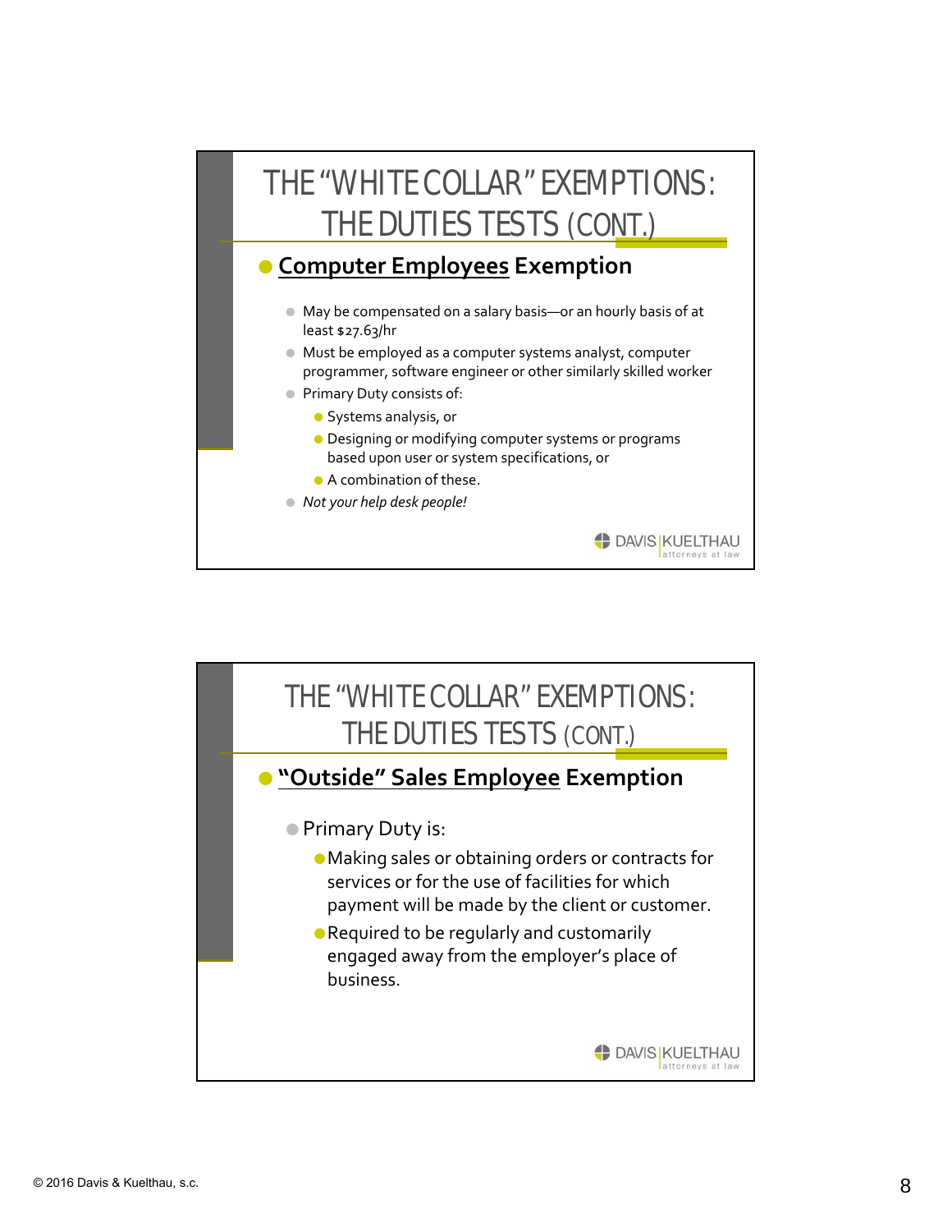# THE "WHITE COLLAR" EXEMPTIONS: THE DUTIES TESTS (CONT.)

- **Computer Employees Exemption**
  - May be compensated on a salary basis—or an hourly basis of at least $27.63/hr
  - Must be employed as a computer systems analyst, computer programmer, software engineer or other similarly skilled worker
  - Primary Duty consists of:
    - Systems analysis, or
    - Designing or modifying computer systems or programs based upon user or system specifications, or
    - A combination of these.
  - *Not your help desk people!*

# THE "WHITE COLLAR" EXEMPTIONS: THE DUTIES TESTS (CONT.)

- **"Outside" Sales Employee Exemption**
  - Primary Duty is:
    - Making sales or obtaining orders or contracts for services or for the use of facilities for which payment will be made by the client or customer.
    - Required to be regularly and customarily engaged away from the employer's place of business.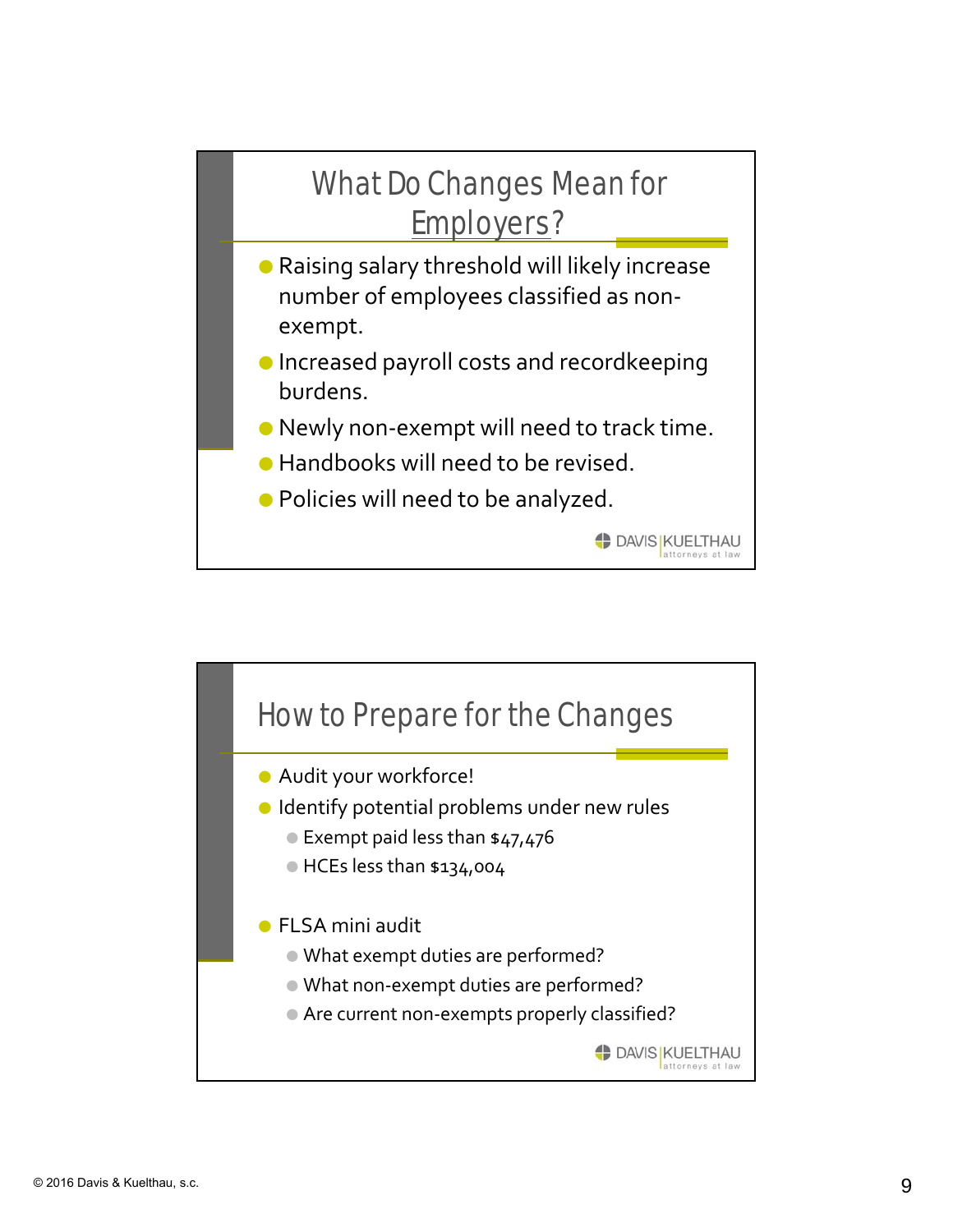## What Do Changes Mean for Employers?

- Raising salary threshold will likely increase number of employees classified as non-exempt.
- Increased payroll costs and recordkeeping burdens.
- Newly non-exempt will need to track time.
- Handbooks will need to be revised.
- Policies will need to be analyzed.

DAVIS|KUELTHAU attorneys at law

## How to Prepare for the Changes

- Audit your workforce!
- Identify potential problems under new rules
  - Exempt paid less than $47,476
  - HCEs less than $134,004
- FLSA mini audit
  - What exempt duties are performed?
  - What non-exempt duties are performed?
  - Are current non-exempts properly classified?

DAVIS|KUELTHAU attorneys at law

© 2016 Davis & Kuelthau, s.c.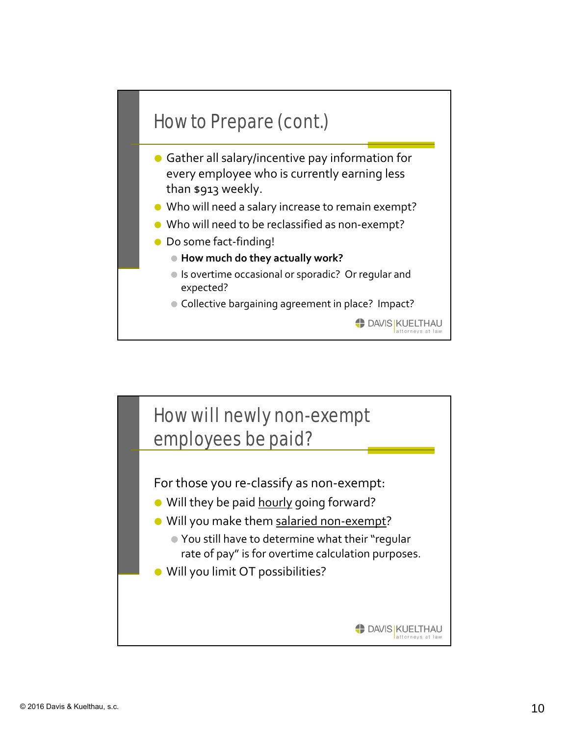## How to Prepare (cont.)

- Gather all salary/incentive pay information for every employee who is currently earning less than $913 weekly.
- Who will need a salary increase to remain exempt?
- Who will need to be reclassified as non-exempt?
- Do some fact-finding!
  - **How much do they actually work?**
  - Is overtime occasional or sporadic? Or regular and expected?
  - Collective bargaining agreement in place? Impact?

DAVIS | KUELTHAU attorneys at law

## How will newly non-exempt employees be paid?

For those you re-classify as non-exempt:

- Will they be paid <u>hourly</u> going forward?
- Will you make them <u>salaried non-exempt</u>?
  - You still have to determine what their "regular rate of pay" is for overtime calculation purposes.
- Will you limit OT possibilities?

DAVIS | KUELTHAU attorneys at law

© 2016 Davis & Kuelthau, s.c.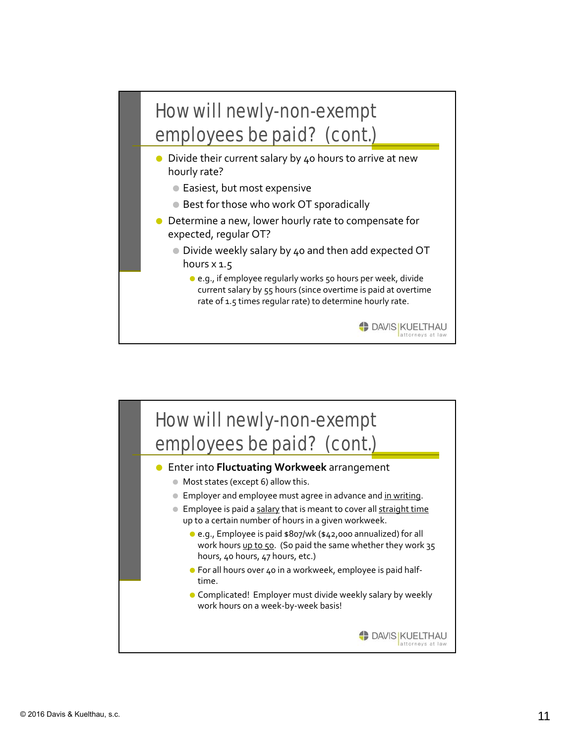## How will newly-non-exempt employees be paid? (cont.)

- Divide their current salary by 40 hours to arrive at new hourly rate?
  - Easiest, but most expensive
  - Best for those who work OT sporadically
- Determine a new, lower hourly rate to compensate for expected, regular OT?
  - Divide weekly salary by 40 and then add expected OT hours x 1.5
    - e.g., if employee regularly works 50 hours per week, divide current salary by 55 hours (since overtime is paid at overtime rate of 1.5 times regular rate) to determine hourly rate.

DAVIS | KUELTHAU attorneys at law

## How will newly-non-exempt employees be paid? (cont.)

- Enter into **Fluctuating Workweek** arrangement
  - Most states (except 6) allow this.
  - Employer and employee must agree in advance and <u>in writing</u>.
  - Employee is paid a <u>salary</u> that is meant to cover all <u>straight time</u> up to a certain number of hours in a given workweek.
    - e.g., Employee is paid $807/wk ($42,000 annualized) for all work hours <u>up to 50</u>. (So paid the same whether they work 35 hours, 40 hours, 47 hours, etc.)
    - For all hours over 40 in a workweek, employee is paid half-time.
    - Complicated! Employer must divide weekly salary by weekly work hours on a week-by-week basis!

DAVIS | KUELTHAU attorneys at law

© 2016 Davis & Kuelthau, s.c.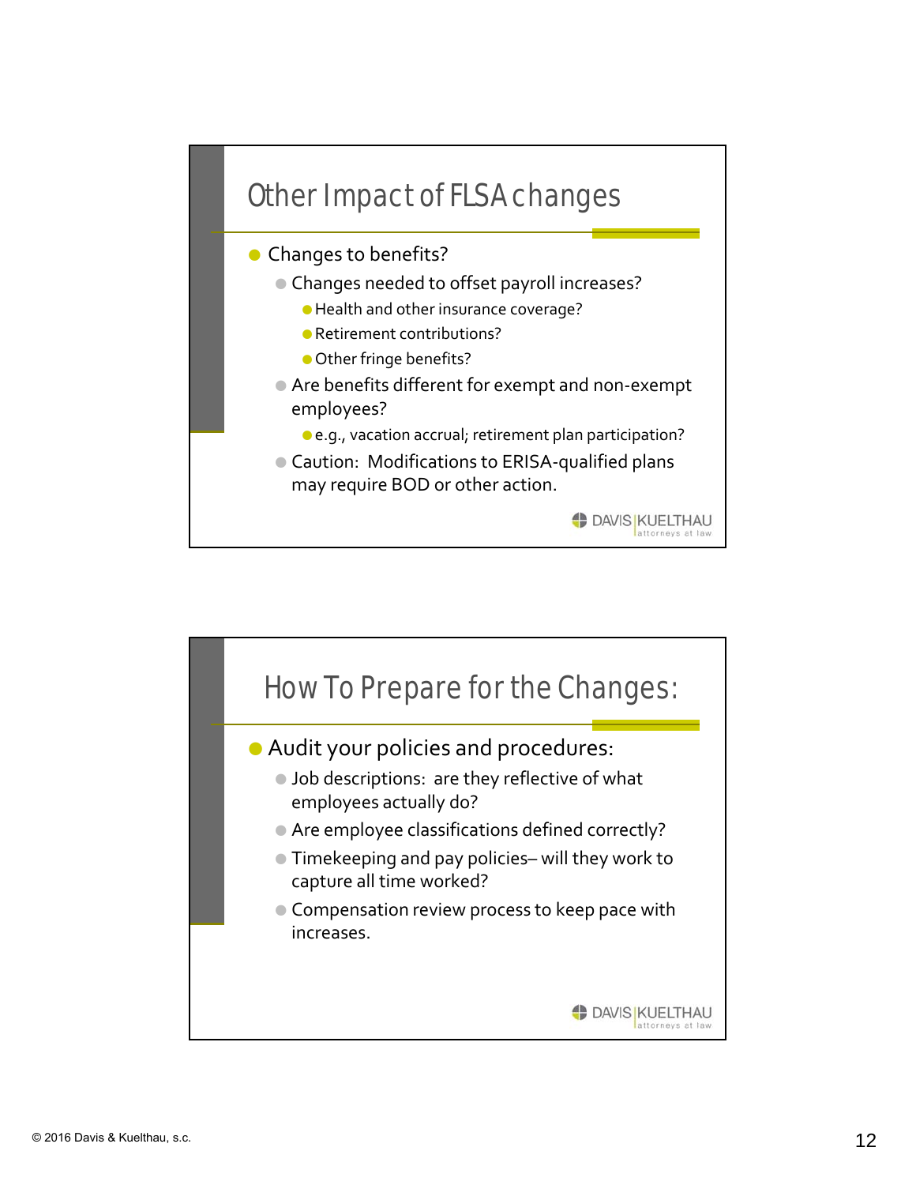## Other Impact of FLSA changes

- Changes to benefits?
  - Changes needed to offset payroll increases?
    - Health and other insurance coverage?
    - Retirement contributions?
    - Other fringe benefits?
  - Are benefits different for exempt and non-exempt employees?
    - e.g., vacation accrual; retirement plan participation?
  - Caution: Modifications to ERISA-qualified plans may require BOD or other action.

DAVIS | KUELTHAU attorneys at law

## How To Prepare for the Changes:

- Audit your policies and procedures:
  - Job descriptions: are they reflective of what employees actually do?
  - Are employee classifications defined correctly?
  - Timekeeping and pay policies– will they work to capture all time worked?
  - Compensation review process to keep pace with increases.

DAVIS | KUELTHAU attorneys at law

© 2016 Davis & Kuelthau, s.c.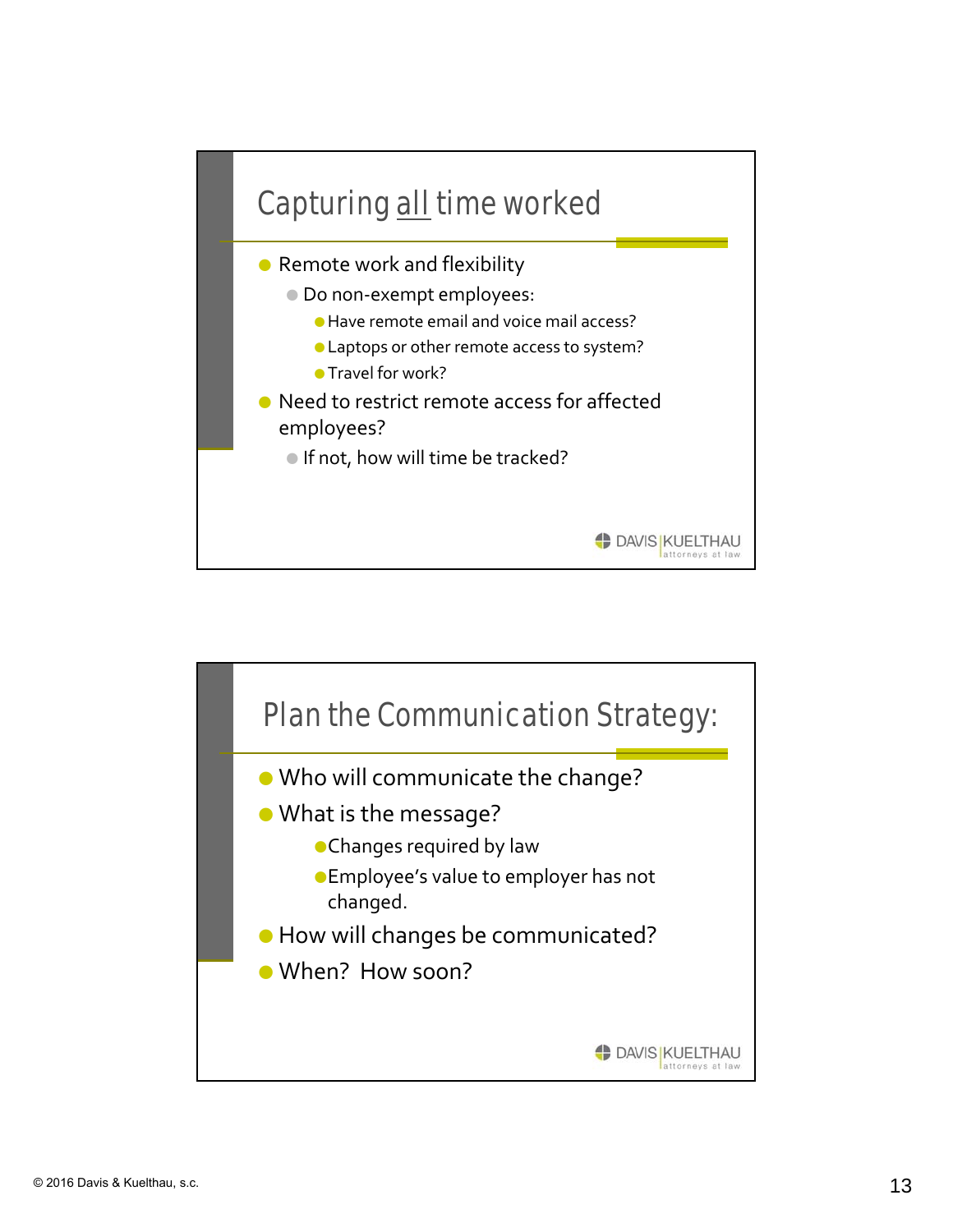## Capturing all time worked

- Remote work and flexibility
  - Do non-exempt employees:
    - Have remote email and voice mail access?
    - Laptops or other remote access to system?
    - Travel for work?
- Need to restrict remote access for affected employees?
  - If not, how will time be tracked?

DAVIS | KUELTHAU attorneys at law

## Plan the Communication Strategy:

- Who will communicate the change?
- What is the message?
  - Changes required by law
  - Employee's value to employer has not changed.
- How will changes be communicated?
- When? How soon?

DAVIS | KUELTHAU attorneys at law

© 2016 Davis & Kuelthau, s.c.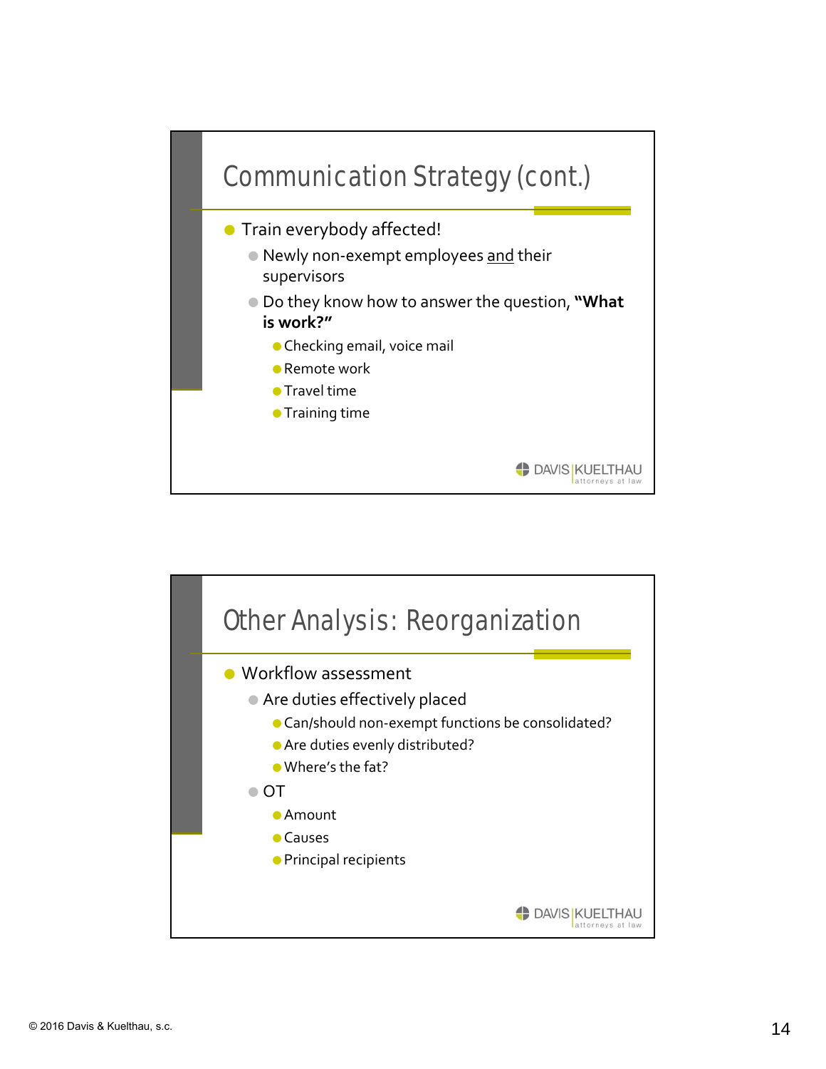## Communication Strategy (cont.)

- Train everybody affected!
  - Newly non-exempt employees <u>and</u> their supervisors
  - Do they know how to answer the question, **"What is work?"**
    - Checking email, voice mail
    - Remote work
    - Travel time
    - Training time

DAVIS|KUELTHAU attorneys at law

## Other Analysis: Reorganization

- Workflow assessment
  - Are duties effectively placed
    - Can/should non-exempt functions be consolidated?
    - Are duties evenly distributed?
    - Where's the fat?
  - OT
    - Amount
    - Causes
    - Principal recipients

DAVIS|KUELTHAU attorneys at law

© 2016 Davis & Kuelthau, s.c.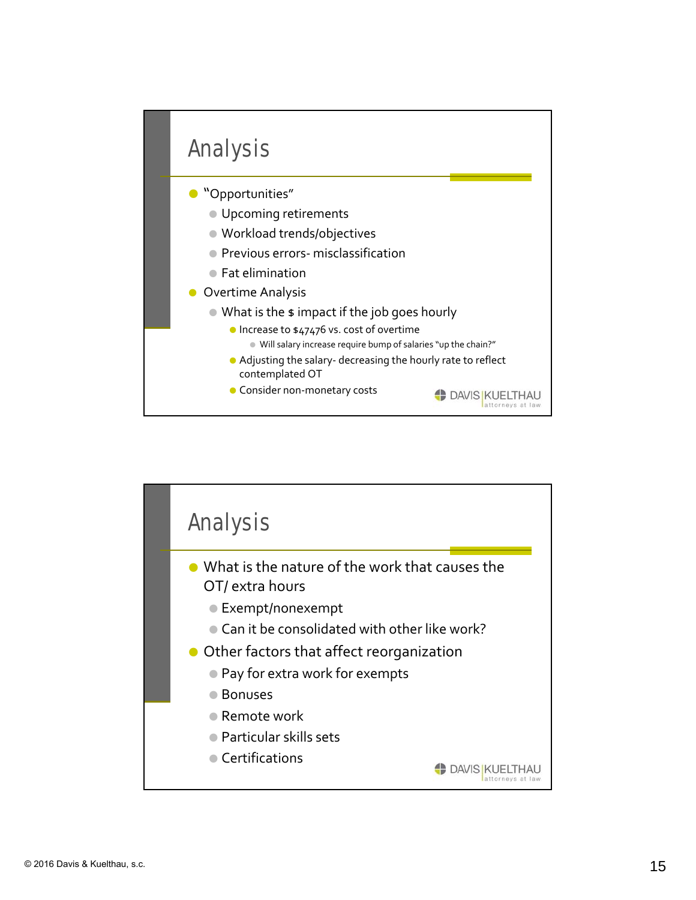## Analysis

- "Opportunities"
  - Upcoming retirements
  - Workload trends/objectives
  - Previous errors- misclassification
  - Fat elimination
- Overtime Analysis
  - What is the $ impact if the job goes hourly
    - Increase to $47476 vs. cost of overtime
      - Will salary increase require bump of salaries "up the chain?"
    - Adjusting the salary- decreasing the hourly rate to reflect contemplated OT
    - Consider non-monetary costs

## Analysis

- What is the nature of the work that causes the OT/ extra hours
  - Exempt/nonexempt
  - Can it be consolidated with other like work?
- Other factors that affect reorganization
  - Pay for extra work for exempts
  - Bonuses
  - Remote work
  - Particular skills sets
  - Certifications

© 2016 Davis & Kuelthau, s.c.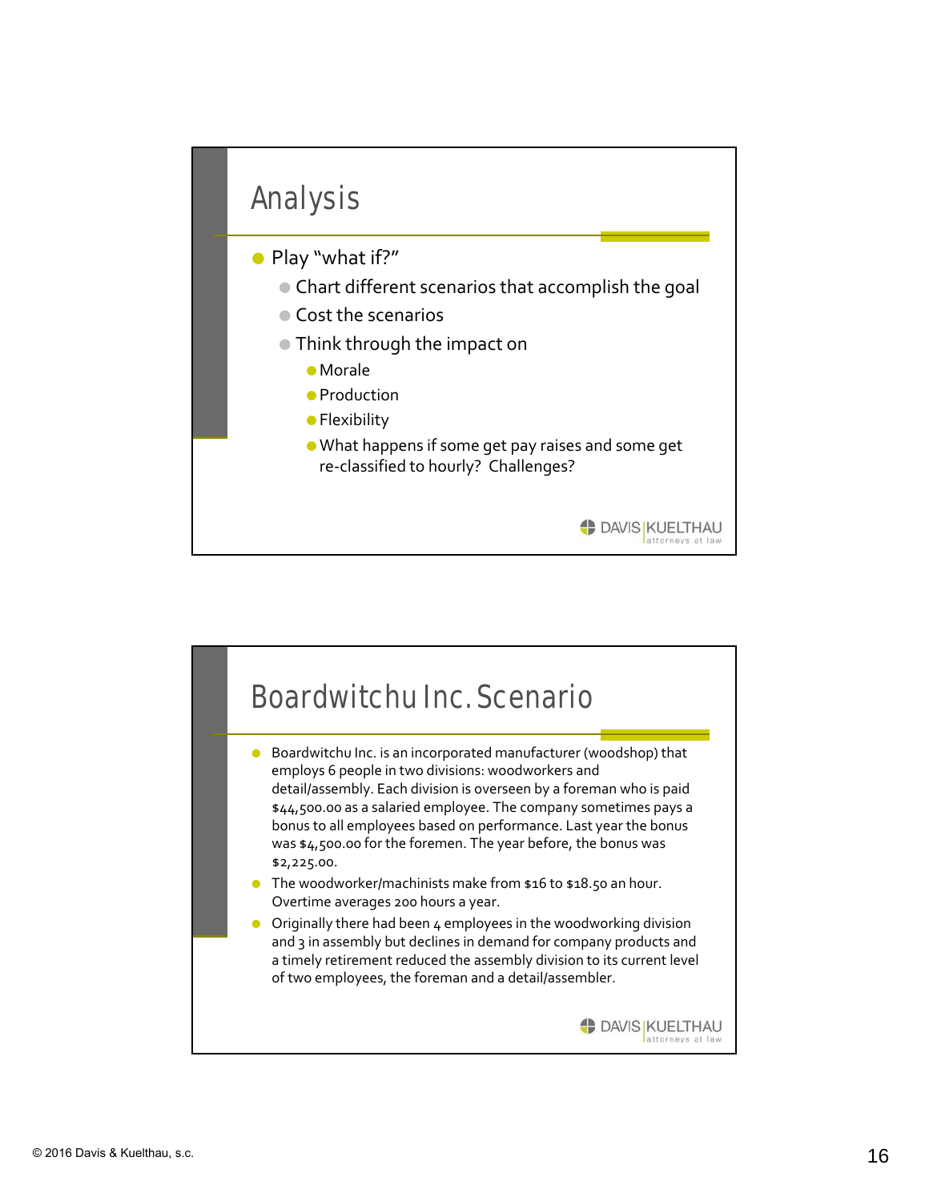## Analysis

- Play "what if?"
  - Chart different scenarios that accomplish the goal
  - Cost the scenarios
  - Think through the impact on
    - Morale
    - Production
    - Flexibility
    - What happens if some get pay raises and some get re-classified to hourly? Challenges?

## Boardwitchu Inc. Scenario

- Boardwitchu Inc. is an incorporated manufacturer (woodshop) that employs 6 people in two divisions: woodworkers and detail/assembly. Each division is overseen by a foreman who is paid $44,500.00 as a salaried employee. The company sometimes pays a bonus to all employees based on performance. Last year the bonus was $4,500.00 for the foremen. The year before, the bonus was $2,225.00.
- The woodworker/machinists make from $16 to $18.50 an hour. Overtime averages 200 hours a year.
- Originally there had been 4 employees in the woodworking division and 3 in assembly but declines in demand for company products and a timely retirement reduced the assembly division to its current level of two employees, the foreman and a detail/assembler.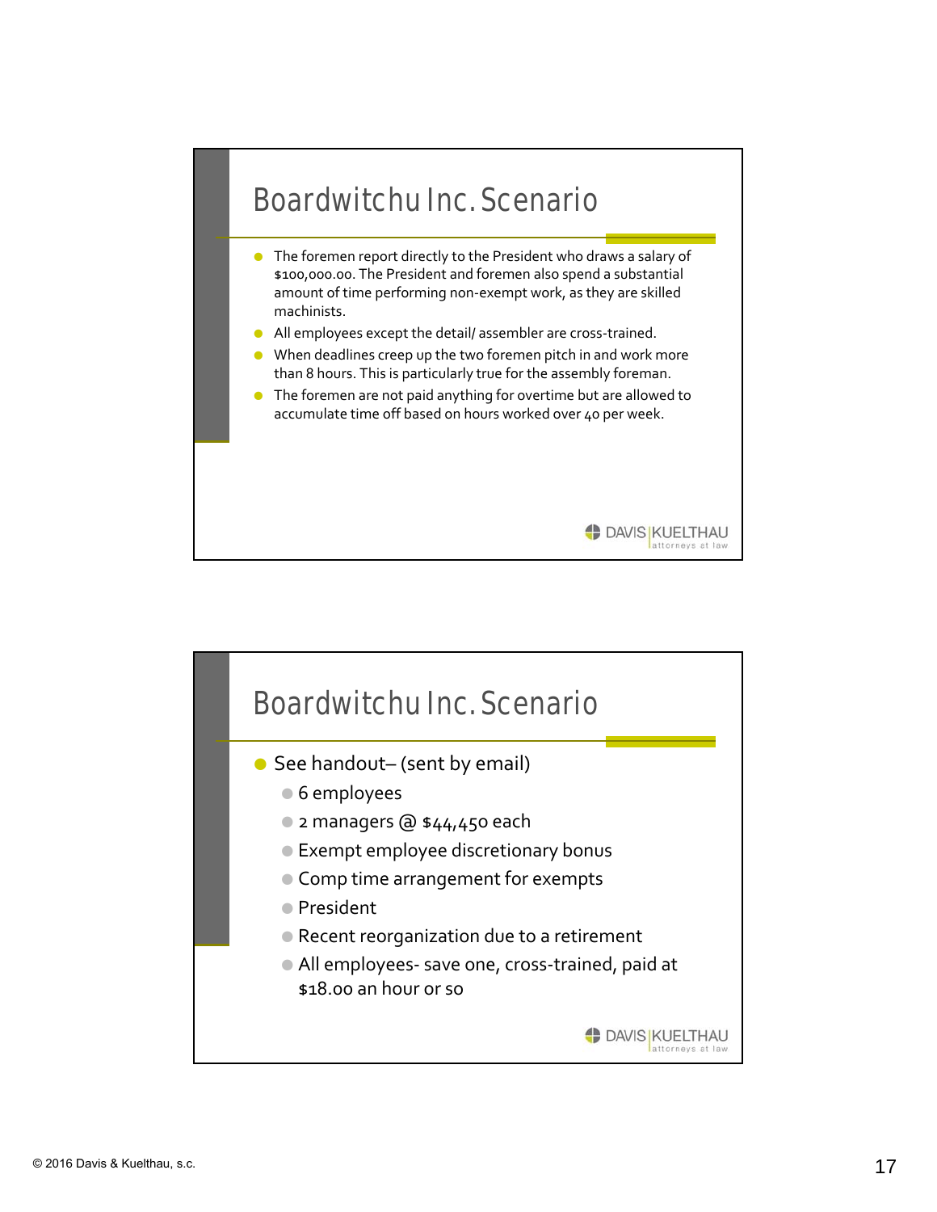## Boardwitchu Inc. Scenario

- The foremen report directly to the President who draws a salary of $100,000.00. The President and foremen also spend a substantial amount of time performing non-exempt work, as they are skilled machinists.
- All employees except the detail/ assembler are cross-trained.
- When deadlines creep up the two foremen pitch in and work more than 8 hours. This is particularly true for the assembly foreman.
- The foremen are not paid anything for overtime but are allowed to accumulate time off based on hours worked over 40 per week.

## Boardwitchu Inc. Scenario

- See handout– (sent by email)
  - 6 employees
  - 2 managers @ $44,450 each
  - Exempt employee discretionary bonus
  - Comp time arrangement for exempts
  - President
  - Recent reorganization due to a retirement
  - All employees- save one, cross-trained, paid at $18.00 an hour or so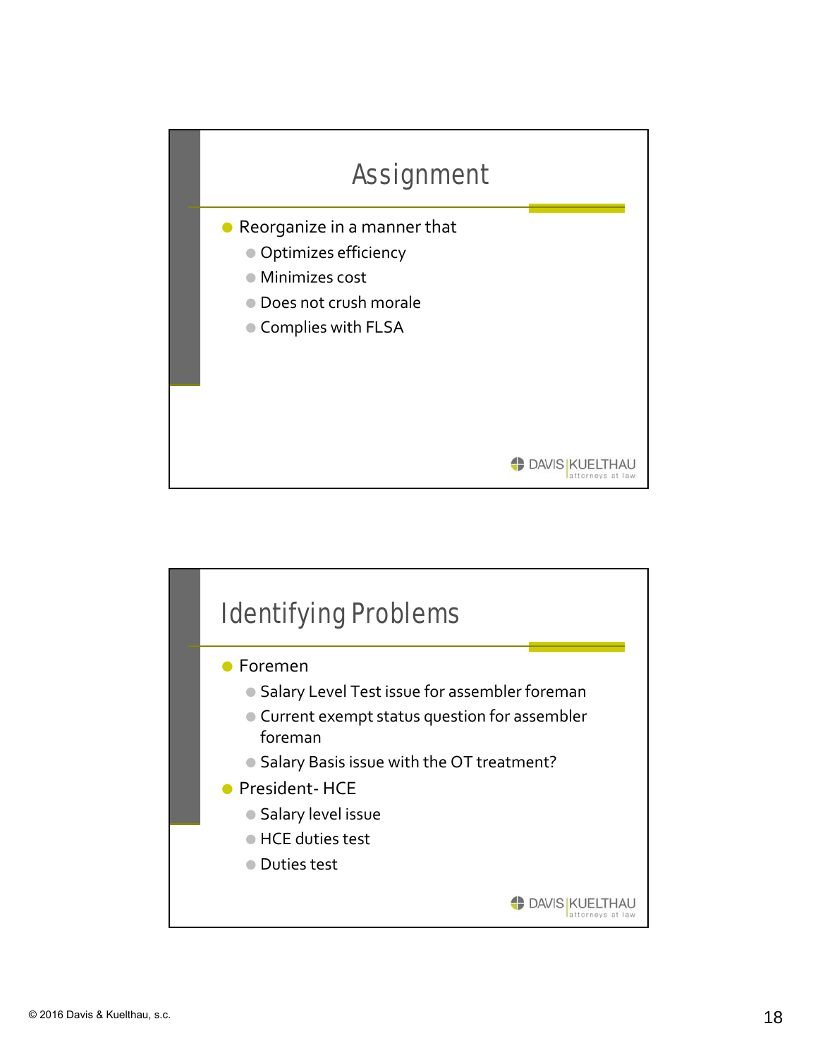## Assignment

- Reorganize in a manner that
  - Optimizes efficiency
  - Minimizes cost
  - Does not crush morale
  - Complies with FLSA

## Identifying Problems

- Foremen
  - Salary Level Test issue for assembler foreman
  - Current exempt status question for assembler foreman
  - Salary Basis issue with the OT treatment?
- President- HCE
  - Salary level issue
  - HCE duties test
  - Duties test

© 2016 Davis & Kuelthau, s.c.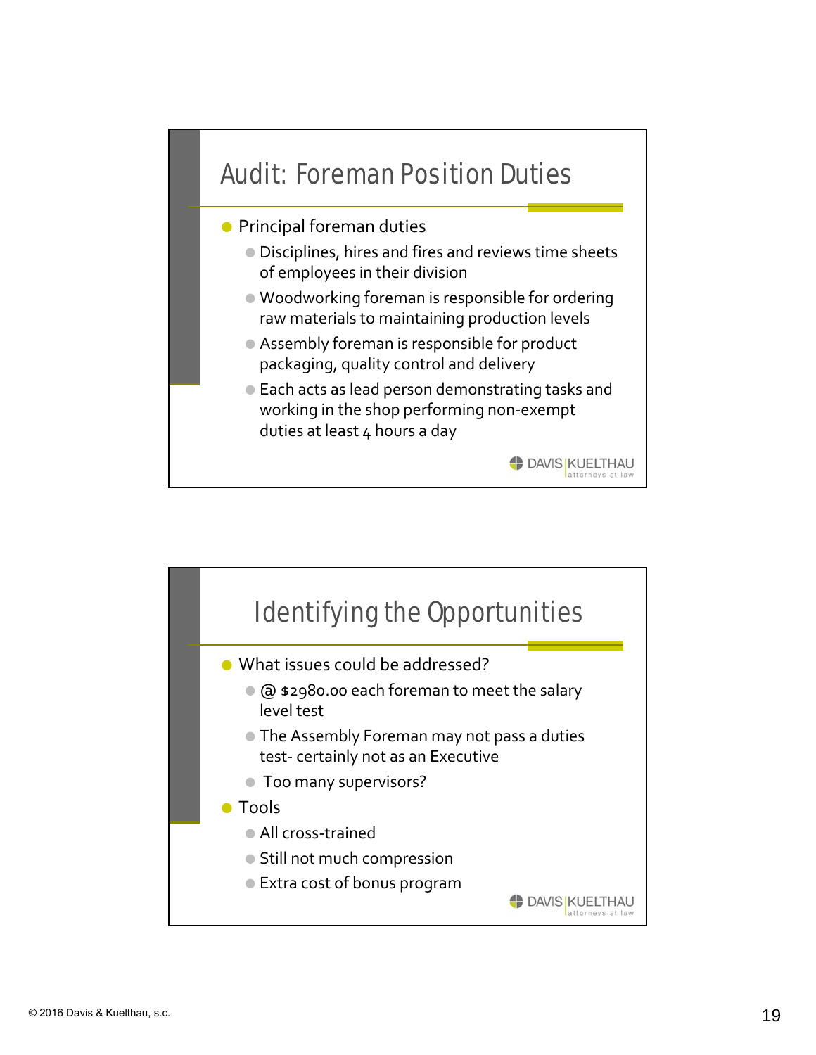## Audit: Foreman Position Duties

- Principal foreman duties
  - Disciplines, hires and fires and reviews time sheets of employees in their division
  - Woodworking foreman is responsible for ordering raw materials to maintaining production levels
  - Assembly foreman is responsible for product packaging, quality control and delivery
  - Each acts as lead person demonstrating tasks and working in the shop performing non-exempt duties at least 4 hours a day

## Identifying the Opportunities

- What issues could be addressed?
  - @ $2980.00 each foreman to meet the salary level test
  - The Assembly Foreman may not pass a duties test- certainly not as an Executive
  - Too many supervisors?
- Tools
  - All cross-trained
  - Still not much compression
  - Extra cost of bonus program

© 2016 Davis & Kuelthau, s.c.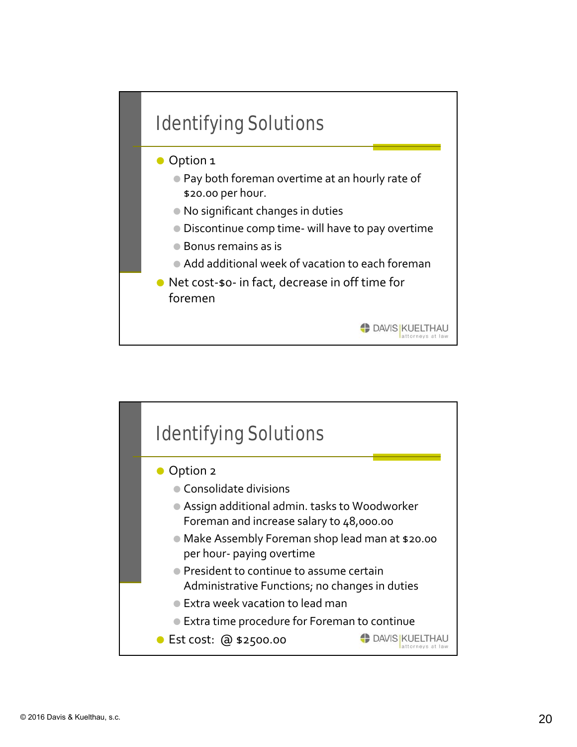## Identifying Solutions

- Option 1
  - Pay both foreman overtime at an hourly rate of $20.00 per hour.
  - No significant changes in duties
  - Discontinue comp time- will have to pay overtime
  - Bonus remains as is
  - Add additional week of vacation to each foreman
- Net cost-$0- in fact, decrease in off time for foremen

## Identifying Solutions

- Option 2
  - Consolidate divisions
  - Assign additional admin. tasks to Woodworker Foreman and increase salary to 48,000.00
  - Make Assembly Foreman shop lead man at $20.00 per hour- paying overtime
  - President to continue to assume certain Administrative Functions; no changes in duties
  - Extra week vacation to lead man
  - Extra time procedure for Foreman to continue
- Est cost: @ $2500.00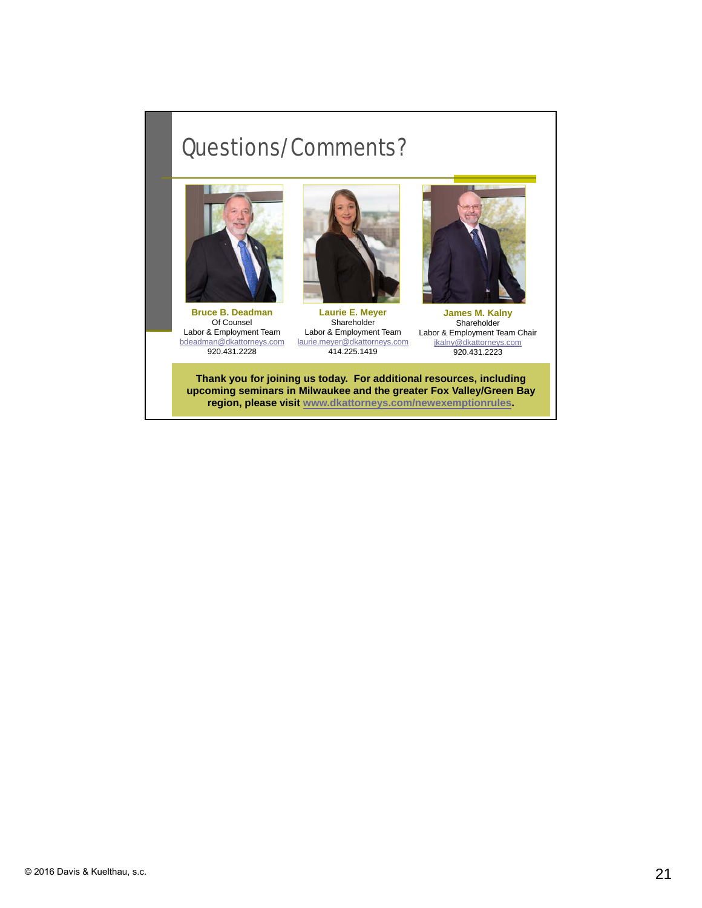# Questions/Comments?

**Bruce B. Deadman**
Of Counsel
Labor & Employment Team
bdeadman@dkattorneys.com
920.431.2228

**Laurie E. Meyer**
Shareholder
Labor & Employment Team
laurie.meyer@dkattorneys.com
414.225.1419

**James M. Kalny**
Shareholder
Labor & Employment Team Chair
jkalny@dkattorneys.com
920.431.2223

**Thank you for joining us today. For additional resources, including upcoming seminars in Milwaukee and the greater Fox Valley/Green Bay region, please visit www.dkattorneys.com/newexemptionrules.**

© 2016 Davis & Kuelthau, s.c.